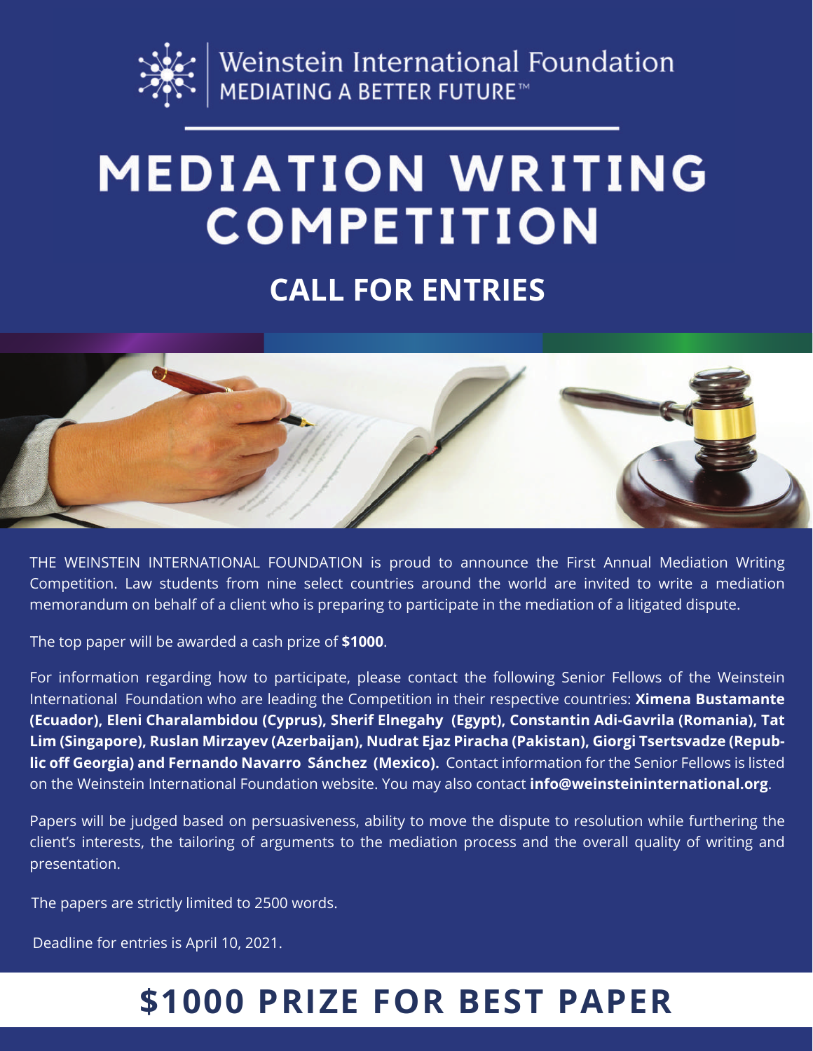Weinstein International Foundation
MEDIATING A BETTER FUTURE™

# MEDIATION WRITING COMPETITION

## CALL FOR ENTRIES

THE WEINSTEIN INTERNATIONAL FOUNDATION is proud to announce the First Annual Mediation Writing Competition. Law students from nine select countries around the world are invited to write a mediation memorandum on behalf of a client who is preparing to participate in the mediation of a litigated dispute.

The top paper will be awarded a cash prize of **$1000**.

For information regarding how to participate, please contact the following Senior Fellows of the Weinstein International Foundation who are leading the Competition in their respective countries: **Ximena Bustamante (Ecuador), Eleni Charalambidou (Cyprus), Sherif Elnegahy (Egypt), Constantin Adi-Gavrila (Romania), Tat Lim (Singapore), Ruslan Mirzayev (Azerbaijan), Nudrat Ejaz Piracha (Pakistan), Giorgi Tsertsvadze (Republic off Georgia) and Fernando Navarro Sánchez (Mexico).** Contact information for the Senior Fellows is listed on the Weinstein International Foundation website. You may also contact **info@weinsteininternational.org**.

Papers will be judged based on persuasiveness, ability to move the dispute to resolution while furthering the client's interests, the tailoring of arguments to the mediation process and the overall quality of writing and presentation.

The papers are strictly limited to 2500 words.

Deadline for entries is April 10, 2021.

## $1000 PRIZE FOR BEST PAPER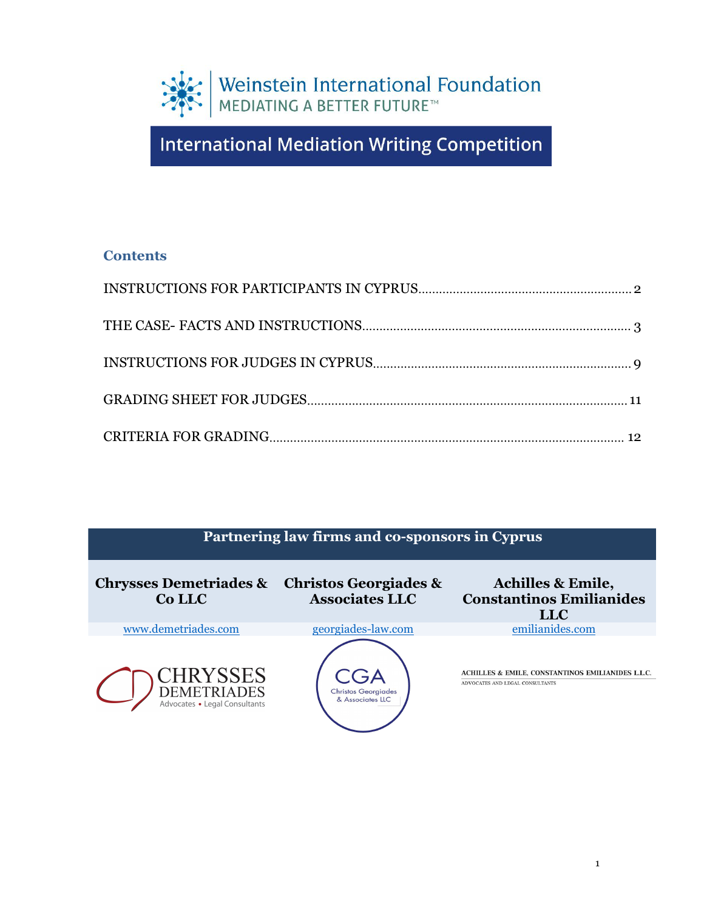Weinstein International Foundation
MEDIATING A BETTER FUTURE™

# International Mediation Writing Competition

## Contents

INSTRUCTIONS FOR PARTICIPANTS IN CYPRUS....2

THE CASE- FACTS AND INSTRUCTIONS....3

INSTRUCTIONS FOR JUDGES IN CYPRUS....9

GRADING SHEET FOR JUDGES....11

CRITERIA FOR GRADING....12

| Partnering law firms and co-sponsors in Cyprus | | |
|---|---|---|
| **Chrysses Demetriades & Co LLC** | **Christos Georgiades & Associates LLC** | **Achilles & Emile, Constantinos Emilianides LLC** |
| www.demetriades.com | georgiades-law.com | emilianides.com |
| CHRYSSES DEMETRIADES Advocates • Legal Consultants | CGA Christos Georgiades & Associates LLC | ACHILLES & EMILE, CONSTANTINOS EMILIANIDES L.L.C. ADVOCATES AND LEGAL CONSULTANTS |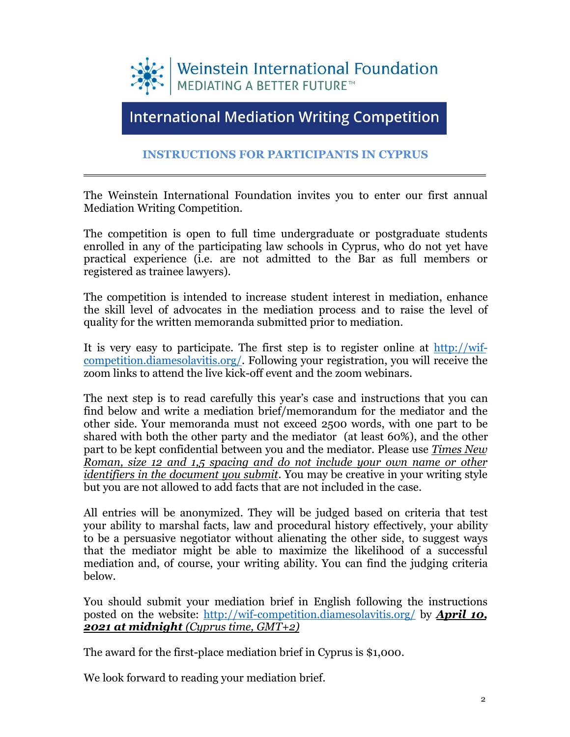Weinstein International Foundation
MEDIATING A BETTER FUTURE™

# International Mediation Writing Competition

## INSTRUCTIONS FOR PARTICIPANTS IN CYPRUS

---

The Weinstein International Foundation invites you to enter our first annual Mediation Writing Competition.

The competition is open to full time undergraduate or postgraduate students enrolled in any of the participating law schools in Cyprus, who do not yet have practical experience (i.e. are not admitted to the Bar as full members or registered as trainee lawyers).

The competition is intended to increase student interest in mediation, enhance the skill level of advocates in the mediation process and to raise the level of quality for the written memoranda submitted prior to mediation.

It is very easy to participate. The first step is to register online at [http://wif-competition.diamesolavitis.org/](http://wif-competition.diamesolavitis.org/). Following your registration, you will receive the zoom links to attend the live kick-off event and the zoom webinars.

The next step is to read carefully this year's case and instructions that you can find below and write a mediation brief/memorandum for the mediator and the other side. Your memoranda must not exceed 2500 words, with one part to be shared with both the other party and the mediator (at least 60%), and the other part to be kept confidential between you and the mediator. Please use ***Times New Roman, size 12 and 1,5 spacing and do not include your own name or other identifiers in the document you submit***. You may be creative in your writing style but you are not allowed to add facts that are not included in the case.

All entries will be anonymized. They will be judged based on criteria that test your ability to marshal facts, law and procedural history effectively, your ability to be a persuasive negotiator without alienating the other side, to suggest ways that the mediator might be able to maximize the likelihood of a successful mediation and, of course, your writing ability. You can find the judging criteria below.

You should submit your mediation brief in English following the instructions posted on the website: [http://wif-competition.diamesolavitis.org/](http://wif-competition.diamesolavitis.org/) by ***April 10, 2021 at midnight** (Cyprus time, GMT+2)*

The award for the first-place mediation brief in Cyprus is $1,000.

We look forward to reading your mediation brief.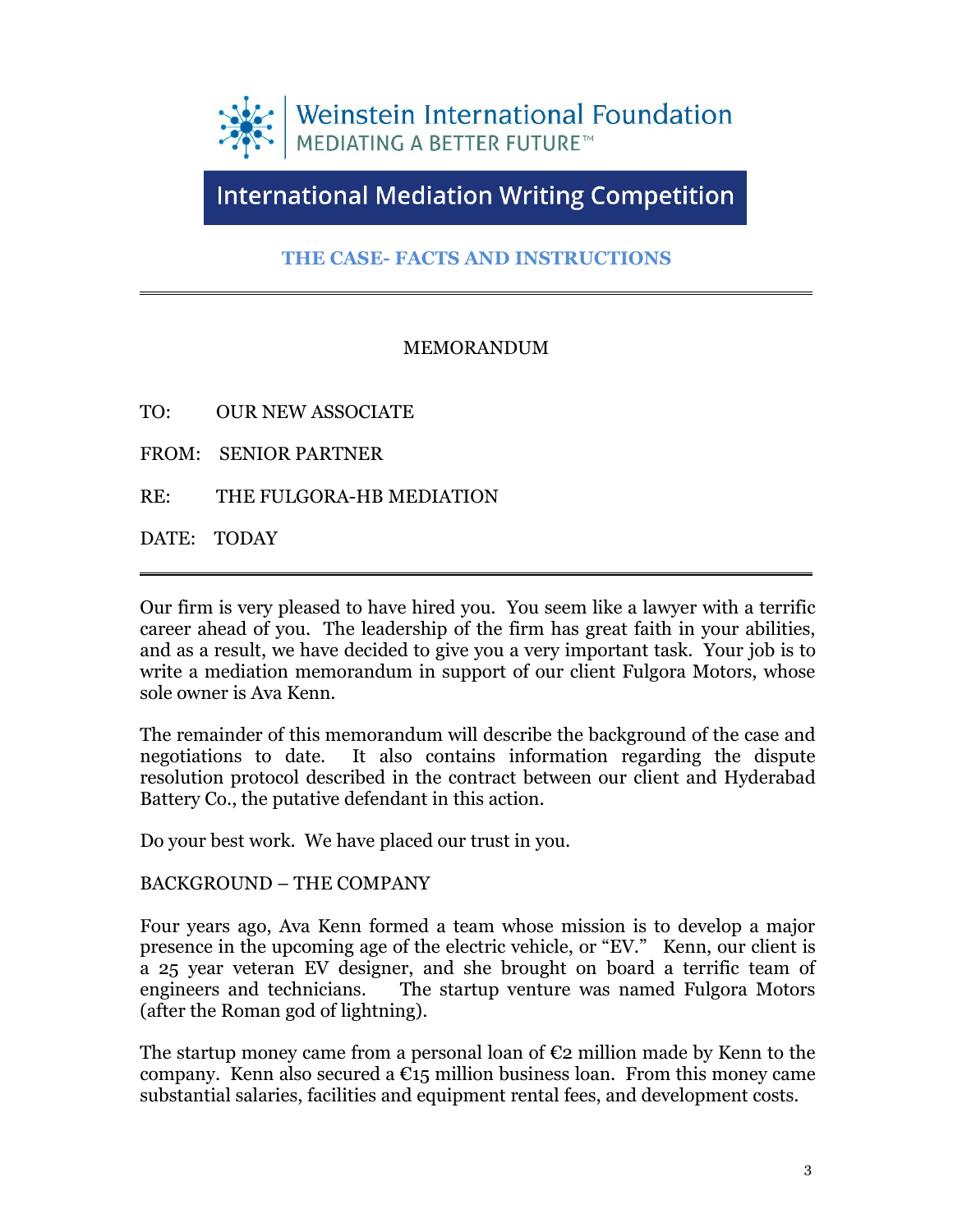Weinstein International Foundation
MEDIATING A BETTER FUTURE™

# International Mediation Writing Competition

## THE CASE- FACTS AND INSTRUCTIONS

MEMORANDUM

TO: OUR NEW ASSOCIATE

FROM: SENIOR PARTNER

RE: THE FULGORA-HB MEDIATION

DATE: TODAY

---

Our firm is very pleased to have hired you. You seem like a lawyer with a terrific career ahead of you. The leadership of the firm has great faith in your abilities, and as a result, we have decided to give you a very important task. Your job is to write a mediation memorandum in support of our client Fulgora Motors, whose sole owner is Ava Kenn.

The remainder of this memorandum will describe the background of the case and negotiations to date. It also contains information regarding the dispute resolution protocol described in the contract between our client and Hyderabad Battery Co., the putative defendant in this action.

Do your best work. We have placed our trust in you.

BACKGROUND – THE COMPANY

Four years ago, Ava Kenn formed a team whose mission is to develop a major presence in the upcoming age of the electric vehicle, or "EV." Kenn, our client is a 25 year veteran EV designer, and she brought on board a terrific team of engineers and technicians. The startup venture was named Fulgora Motors (after the Roman god of lightning).

The startup money came from a personal loan of €2 million made by Kenn to the company. Kenn also secured a €15 million business loan. From this money came substantial salaries, facilities and equipment rental fees, and development costs.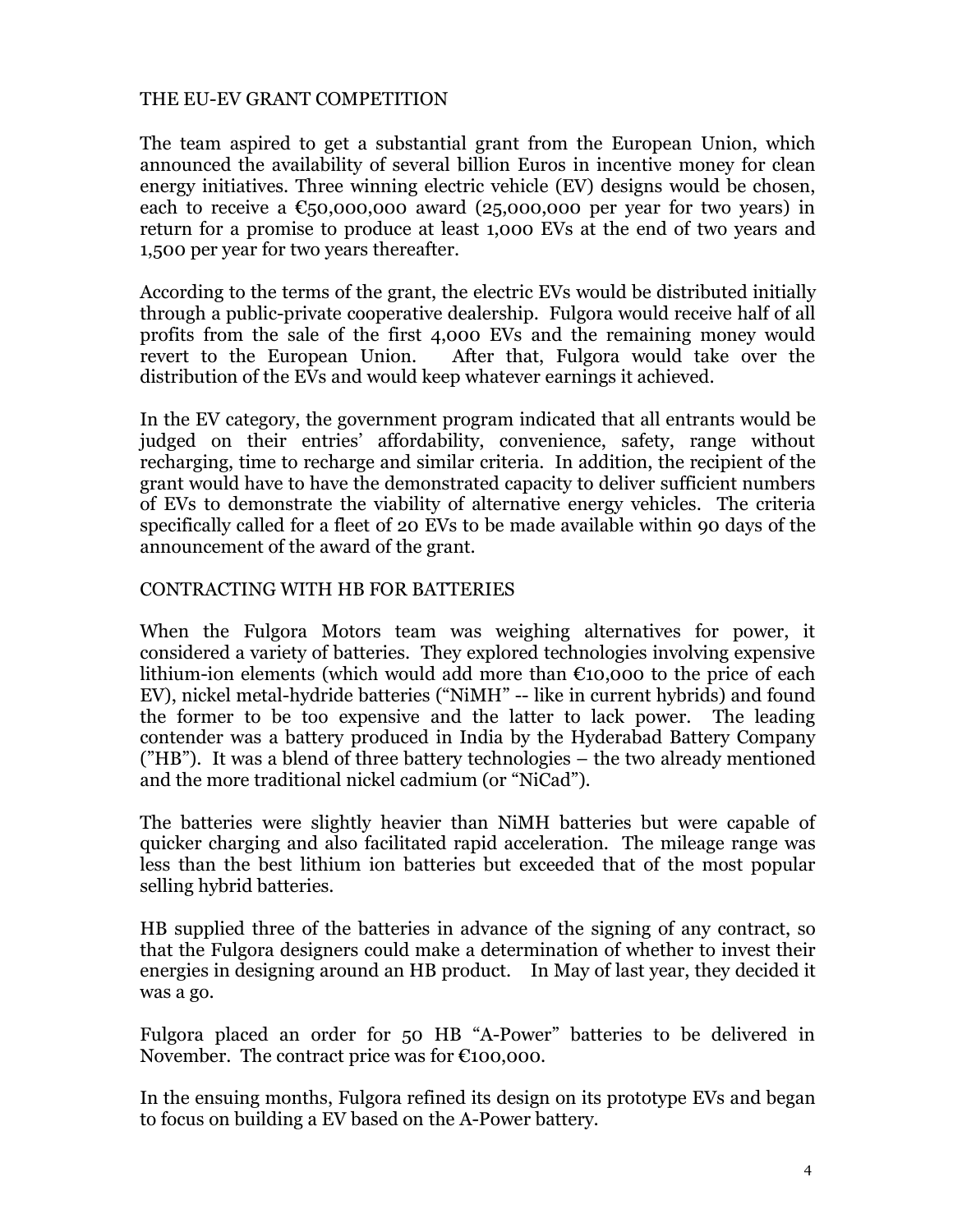## THE EU-EV GRANT COMPETITION

The team aspired to get a substantial grant from the European Union, which announced the availability of several billion Euros in incentive money for clean energy initiatives. Three winning electric vehicle (EV) designs would be chosen, each to receive a €50,000,000 award (25,000,000 per year for two years) in return for a promise to produce at least 1,000 EVs at the end of two years and 1,500 per year for two years thereafter.

According to the terms of the grant, the electric EVs would be distributed initially through a public-private cooperative dealership. Fulgora would receive half of all profits from the sale of the first 4,000 EVs and the remaining money would revert to the European Union. After that, Fulgora would take over the distribution of the EVs and would keep whatever earnings it achieved.

In the EV category, the government program indicated that all entrants would be judged on their entries' affordability, convenience, safety, range without recharging, time to recharge and similar criteria. In addition, the recipient of the grant would have to have the demonstrated capacity to deliver sufficient numbers of EVs to demonstrate the viability of alternative energy vehicles. The criteria specifically called for a fleet of 20 EVs to be made available within 90 days of the announcement of the award of the grant.

## CONTRACTING WITH HB FOR BATTERIES

When the Fulgora Motors team was weighing alternatives for power, it considered a variety of batteries. They explored technologies involving expensive lithium-ion elements (which would add more than €10,000 to the price of each EV), nickel metal-hydride batteries ("NiMH" -- like in current hybrids) and found the former to be too expensive and the latter to lack power. The leading contender was a battery produced in India by the Hyderabad Battery Company ("HB"). It was a blend of three battery technologies – the two already mentioned and the more traditional nickel cadmium (or "NiCad").

The batteries were slightly heavier than NiMH batteries but were capable of quicker charging and also facilitated rapid acceleration. The mileage range was less than the best lithium ion batteries but exceeded that of the most popular selling hybrid batteries.

HB supplied three of the batteries in advance of the signing of any contract, so that the Fulgora designers could make a determination of whether to invest their energies in designing around an HB product. In May of last year, they decided it was a go.

Fulgora placed an order for 50 HB "A-Power" batteries to be delivered in November. The contract price was for €100,000.

In the ensuing months, Fulgora refined its design on its prototype EVs and began to focus on building a EV based on the A-Power battery.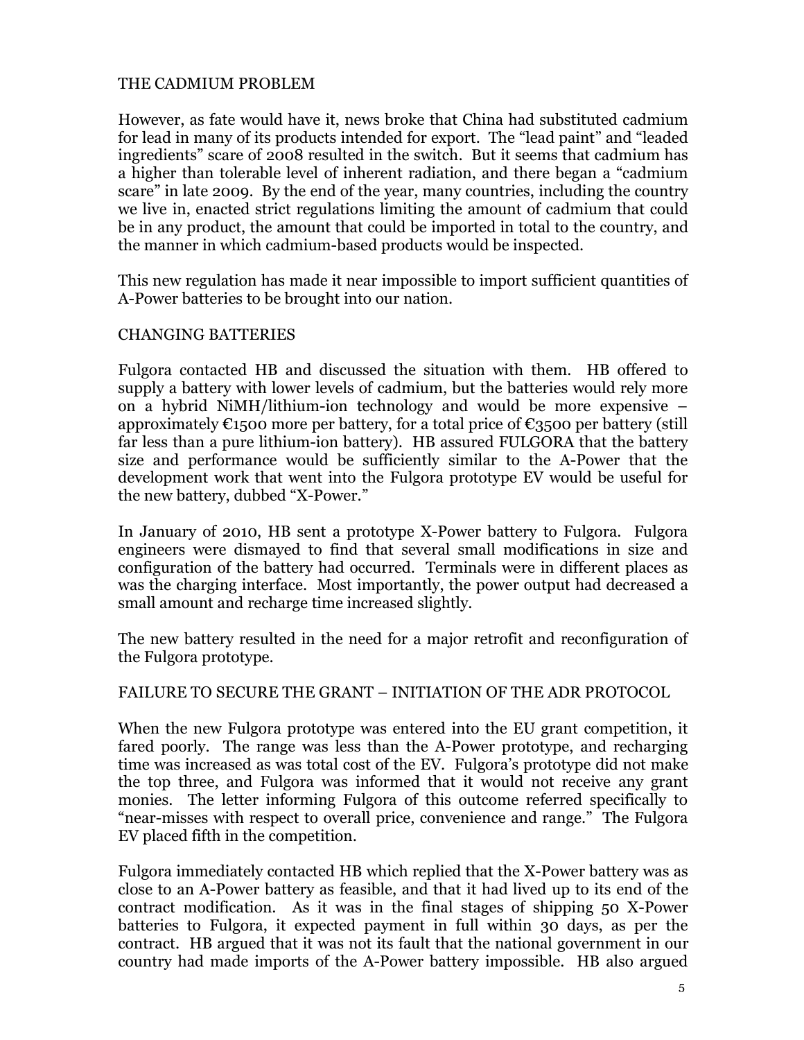## THE CADMIUM PROBLEM

However, as fate would have it, news broke that China had substituted cadmium for lead in many of its products intended for export. The "lead paint" and "leaded ingredients" scare of 2008 resulted in the switch. But it seems that cadmium has a higher than tolerable level of inherent radiation, and there began a "cadmium scare" in late 2009. By the end of the year, many countries, including the country we live in, enacted strict regulations limiting the amount of cadmium that could be in any product, the amount that could be imported in total to the country, and the manner in which cadmium-based products would be inspected.

This new regulation has made it near impossible to import sufficient quantities of A-Power batteries to be brought into our nation.

## CHANGING BATTERIES

Fulgora contacted HB and discussed the situation with them. HB offered to supply a battery with lower levels of cadmium, but the batteries would rely more on a hybrid NiMH/lithium-ion technology and would be more expensive – approximately €1500 more per battery, for a total price of €3500 per battery (still far less than a pure lithium-ion battery). HB assured FULGORA that the battery size and performance would be sufficiently similar to the A-Power that the development work that went into the Fulgora prototype EV would be useful for the new battery, dubbed "X-Power."

In January of 2010, HB sent a prototype X-Power battery to Fulgora. Fulgora engineers were dismayed to find that several small modifications in size and configuration of the battery had occurred. Terminals were in different places as was the charging interface. Most importantly, the power output had decreased a small amount and recharge time increased slightly.

The new battery resulted in the need for a major retrofit and reconfiguration of the Fulgora prototype.

## FAILURE TO SECURE THE GRANT – INITIATION OF THE ADR PROTOCOL

When the new Fulgora prototype was entered into the EU grant competition, it fared poorly. The range was less than the A-Power prototype, and recharging time was increased as was total cost of the EV. Fulgora's prototype did not make the top three, and Fulgora was informed that it would not receive any grant monies. The letter informing Fulgora of this outcome referred specifically to "near-misses with respect to overall price, convenience and range." The Fulgora EV placed fifth in the competition.

Fulgora immediately contacted HB which replied that the X-Power battery was as close to an A-Power battery as feasible, and that it had lived up to its end of the contract modification. As it was in the final stages of shipping 50 X-Power batteries to Fulgora, it expected payment in full within 30 days, as per the contract. HB argued that it was not its fault that the national government in our country had made imports of the A-Power battery impossible. HB also argued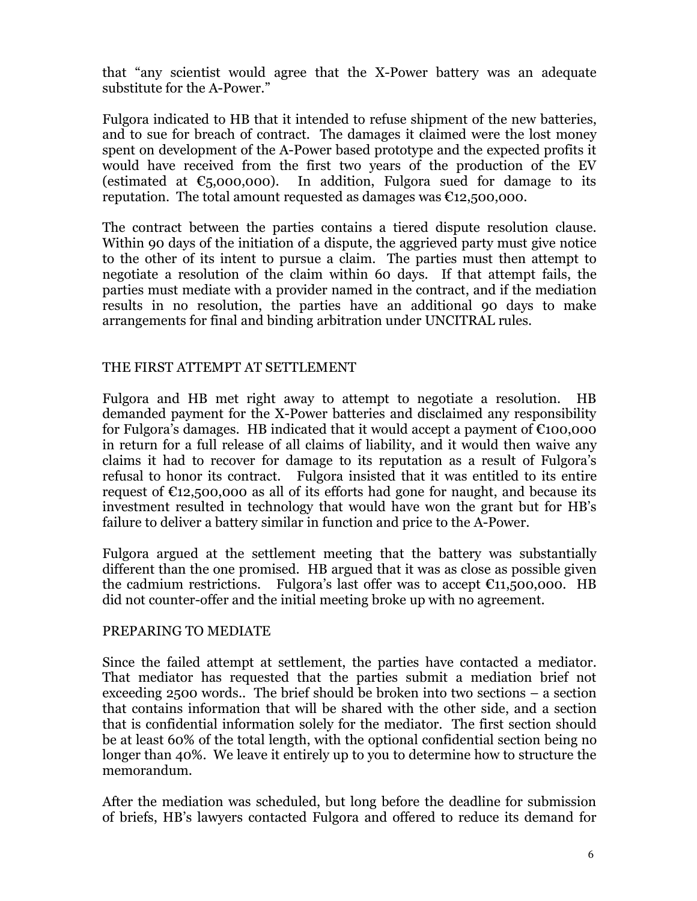that "any scientist would agree that the X-Power battery was an adequate substitute for the A-Power."

Fulgora indicated to HB that it intended to refuse shipment of the new batteries, and to sue for breach of contract. The damages it claimed were the lost money spent on development of the A-Power based prototype and the expected profits it would have received from the first two years of the production of the EV (estimated at €5,000,000). In addition, Fulgora sued for damage to its reputation. The total amount requested as damages was €12,500,000.

The contract between the parties contains a tiered dispute resolution clause. Within 90 days of the initiation of a dispute, the aggrieved party must give notice to the other of its intent to pursue a claim. The parties must then attempt to negotiate a resolution of the claim within 60 days. If that attempt fails, the parties must mediate with a provider named in the contract, and if the mediation results in no resolution, the parties have an additional 90 days to make arrangements for final and binding arbitration under UNCITRAL rules.

## THE FIRST ATTEMPT AT SETTLEMENT

Fulgora and HB met right away to attempt to negotiate a resolution. HB demanded payment for the X-Power batteries and disclaimed any responsibility for Fulgora's damages. HB indicated that it would accept a payment of €100,000 in return for a full release of all claims of liability, and it would then waive any claims it had to recover for damage to its reputation as a result of Fulgora's refusal to honor its contract. Fulgora insisted that it was entitled to its entire request of €12,500,000 as all of its efforts had gone for naught, and because its investment resulted in technology that would have won the grant but for HB's failure to deliver a battery similar in function and price to the A-Power.

Fulgora argued at the settlement meeting that the battery was substantially different than the one promised. HB argued that it was as close as possible given the cadmium restrictions. Fulgora's last offer was to accept €11,500,000. HB did not counter-offer and the initial meeting broke up with no agreement.

## PREPARING TO MEDIATE

Since the failed attempt at settlement, the parties have contacted a mediator. That mediator has requested that the parties submit a mediation brief not exceeding 2500 words.. The brief should be broken into two sections – a section that contains information that will be shared with the other side, and a section that is confidential information solely for the mediator. The first section should be at least 60% of the total length, with the optional confidential section being no longer than 40%. We leave it entirely up to you to determine how to structure the memorandum.

After the mediation was scheduled, but long before the deadline for submission of briefs, HB's lawyers contacted Fulgora and offered to reduce its demand for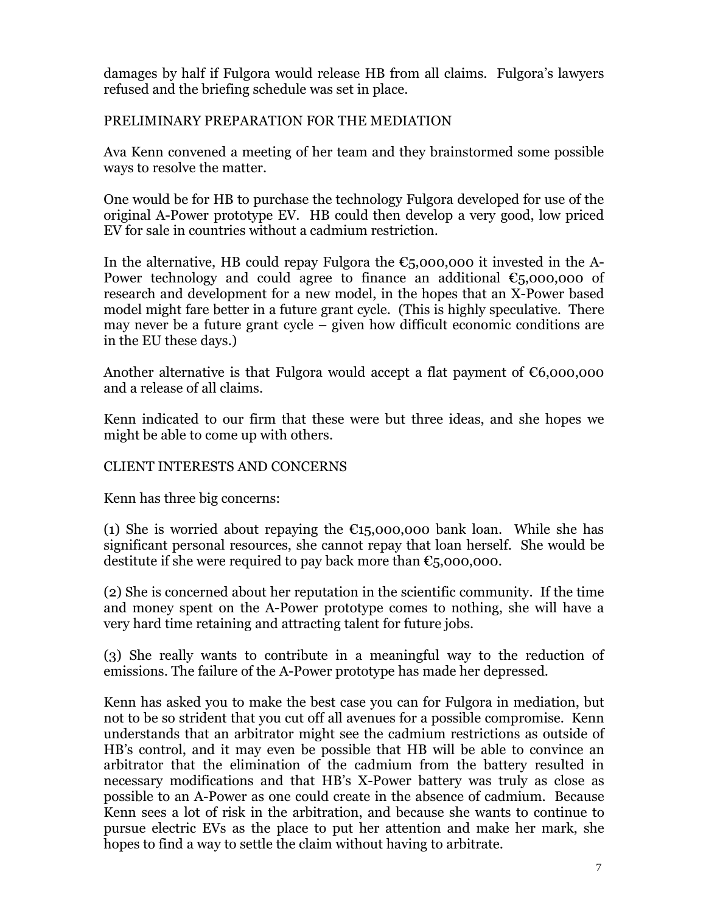damages by half if Fulgora would release HB from all claims. Fulgora's lawyers refused and the briefing schedule was set in place.

## PRELIMINARY PREPARATION FOR THE MEDIATION

Ava Kenn convened a meeting of her team and they brainstormed some possible ways to resolve the matter.

One would be for HB to purchase the technology Fulgora developed for use of the original A-Power prototype EV. HB could then develop a very good, low priced EV for sale in countries without a cadmium restriction.

In the alternative, HB could repay Fulgora the €5,000,000 it invested in the A-Power technology and could agree to finance an additional €5,000,000 of research and development for a new model, in the hopes that an X-Power based model might fare better in a future grant cycle. (This is highly speculative. There may never be a future grant cycle – given how difficult economic conditions are in the EU these days.)

Another alternative is that Fulgora would accept a flat payment of €6,000,000 and a release of all claims.

Kenn indicated to our firm that these were but three ideas, and she hopes we might be able to come up with others.

## CLIENT INTERESTS AND CONCERNS

Kenn has three big concerns:

(1) She is worried about repaying the €15,000,000 bank loan. While she has significant personal resources, she cannot repay that loan herself. She would be destitute if she were required to pay back more than €5,000,000.

(2) She is concerned about her reputation in the scientific community. If the time and money spent on the A-Power prototype comes to nothing, she will have a very hard time retaining and attracting talent for future jobs.

(3) She really wants to contribute in a meaningful way to the reduction of emissions. The failure of the A-Power prototype has made her depressed.

Kenn has asked you to make the best case you can for Fulgora in mediation, but not to be so strident that you cut off all avenues for a possible compromise. Kenn understands that an arbitrator might see the cadmium restrictions as outside of HB's control, and it may even be possible that HB will be able to convince an arbitrator that the elimination of the cadmium from the battery resulted in necessary modifications and that HB's X-Power battery was truly as close as possible to an A-Power as one could create in the absence of cadmium. Because Kenn sees a lot of risk in the arbitration, and because she wants to continue to pursue electric EVs as the place to put her attention and make her mark, she hopes to find a way to settle the claim without having to arbitrate.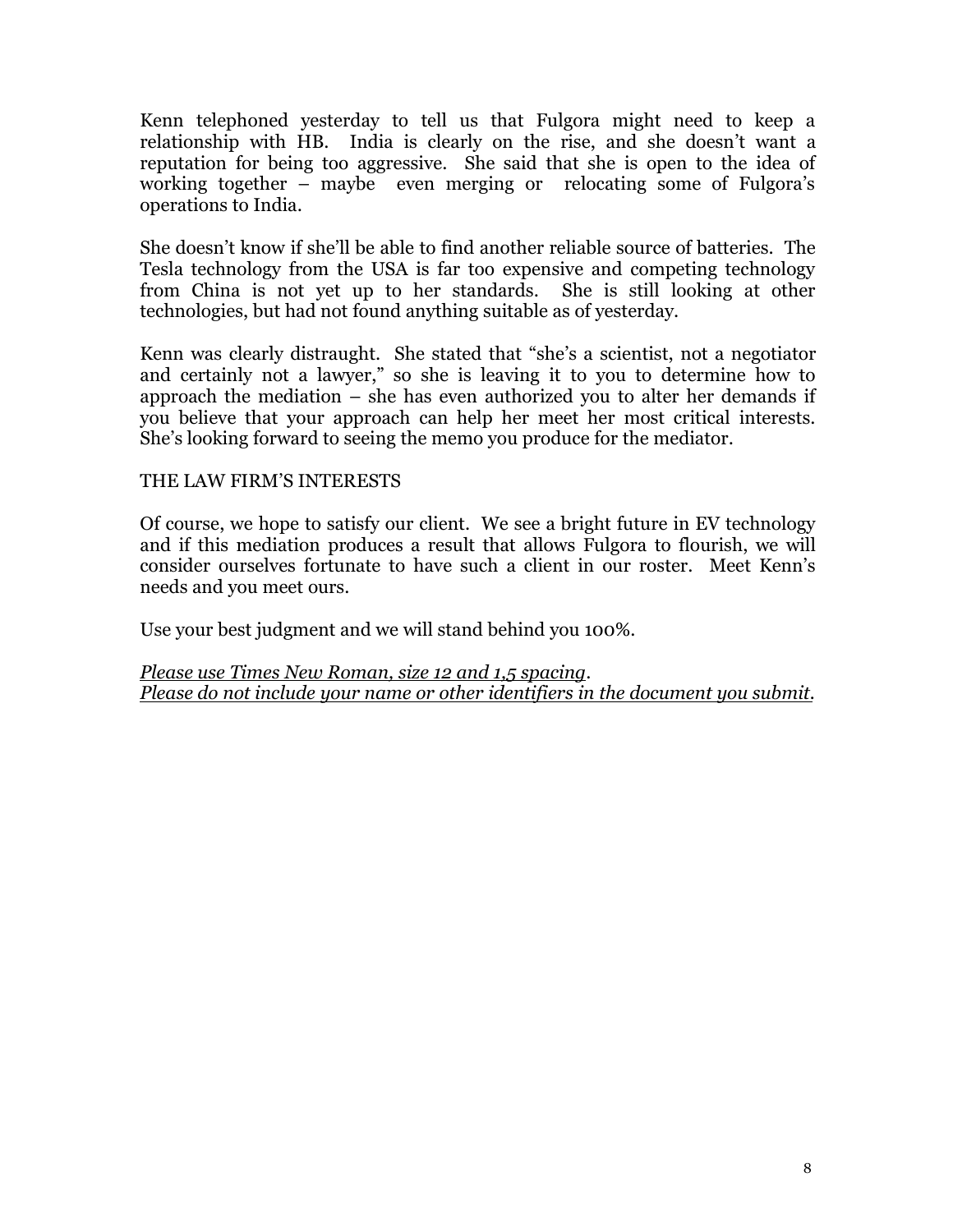Kenn telephoned yesterday to tell us that Fulgora might need to keep a relationship with HB. India is clearly on the rise, and she doesn't want a reputation for being too aggressive. She said that she is open to the idea of working together – maybe even merging or relocating some of Fulgora's operations to India.

She doesn't know if she'll be able to find another reliable source of batteries. The Tesla technology from the USA is far too expensive and competing technology from China is not yet up to her standards. She is still looking at other technologies, but had not found anything suitable as of yesterday.

Kenn was clearly distraught. She stated that "she's a scientist, not a negotiator and certainly not a lawyer," so she is leaving it to you to determine how to approach the mediation – she has even authorized you to alter her demands if you believe that your approach can help her meet her most critical interests. She's looking forward to seeing the memo you produce for the mediator.

THE LAW FIRM'S INTERESTS

Of course, we hope to satisfy our client. We see a bright future in EV technology and if this mediation produces a result that allows Fulgora to flourish, we will consider ourselves fortunate to have such a client in our roster. Meet Kenn's needs and you meet ours.

Use your best judgment and we will stand behind you 100%.

*Please use Times New Roman, size 12 and 1,5 spacing.*
*Please do not include your name or other identifiers in the document you submit.*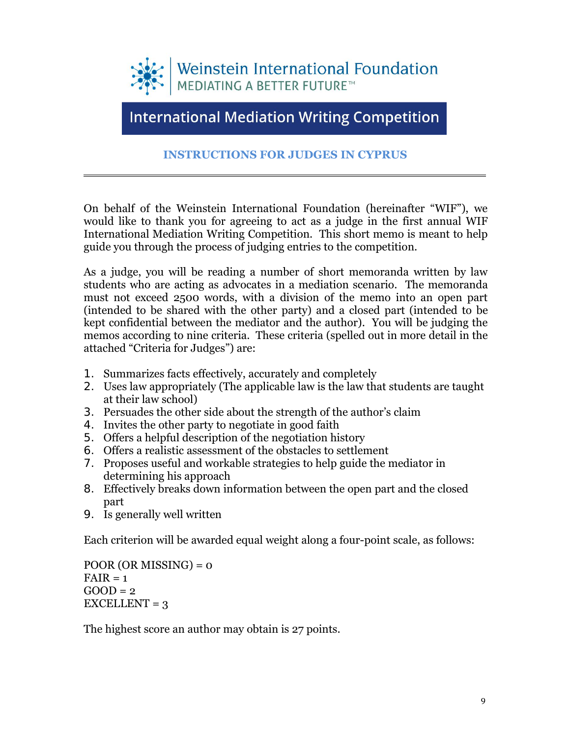Weinstein International Foundation
MEDIATING A BETTER FUTURE™

# International Mediation Writing Competition

## INSTRUCTIONS FOR JUDGES IN CYPRUS

---

On behalf of the Weinstein International Foundation (hereinafter "WIF"), we would like to thank you for agreeing to act as a judge in the first annual WIF International Mediation Writing Competition. This short memo is meant to help guide you through the process of judging entries to the competition.

As a judge, you will be reading a number of short memoranda written by law students who are acting as advocates in a mediation scenario. The memoranda must not exceed 2500 words, with a division of the memo into an open part (intended to be shared with the other party) and a closed part (intended to be kept confidential between the mediator and the author). You will be judging the memos according to nine criteria. These criteria (spelled out in more detail in the attached "Criteria for Judges") are:

1. Summarizes facts effectively, accurately and completely
2. Uses law appropriately (The applicable law is the law that students are taught at their law school)
3. Persuades the other side about the strength of the author's claim
4. Invites the other party to negotiate in good faith
5. Offers a helpful description of the negotiation history
6. Offers a realistic assessment of the obstacles to settlement
7. Proposes useful and workable strategies to help guide the mediator in determining his approach
8. Effectively breaks down information between the open part and the closed part
9. Is generally well written

Each criterion will be awarded equal weight along a four-point scale, as follows:

POOR (OR MISSING) = 0
FAIR = 1
GOOD = 2
EXCELLENT = 3

The highest score an author may obtain is 27 points.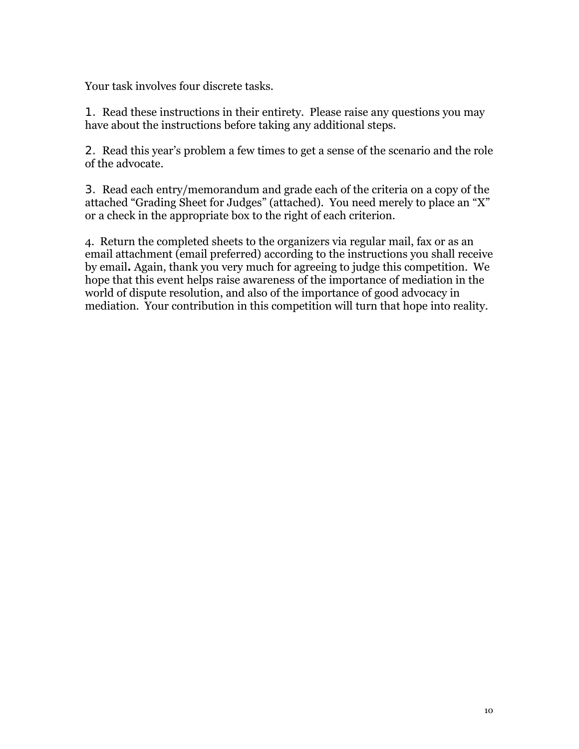Your task involves four discrete tasks.

1. Read these instructions in their entirety. Please raise any questions you may have about the instructions before taking any additional steps.

2. Read this year's problem a few times to get a sense of the scenario and the role of the advocate.

3. Read each entry/memorandum and grade each of the criteria on a copy of the attached "Grading Sheet for Judges" (attached). You need merely to place an "X" or a check in the appropriate box to the right of each criterion.

4. Return the completed sheets to the organizers via regular mail, fax or as an email attachment (email preferred) according to the instructions you shall receive by email**.** Again, thank you very much for agreeing to judge this competition. We hope that this event helps raise awareness of the importance of mediation in the world of dispute resolution, and also of the importance of good advocacy in mediation. Your contribution in this competition will turn that hope into reality.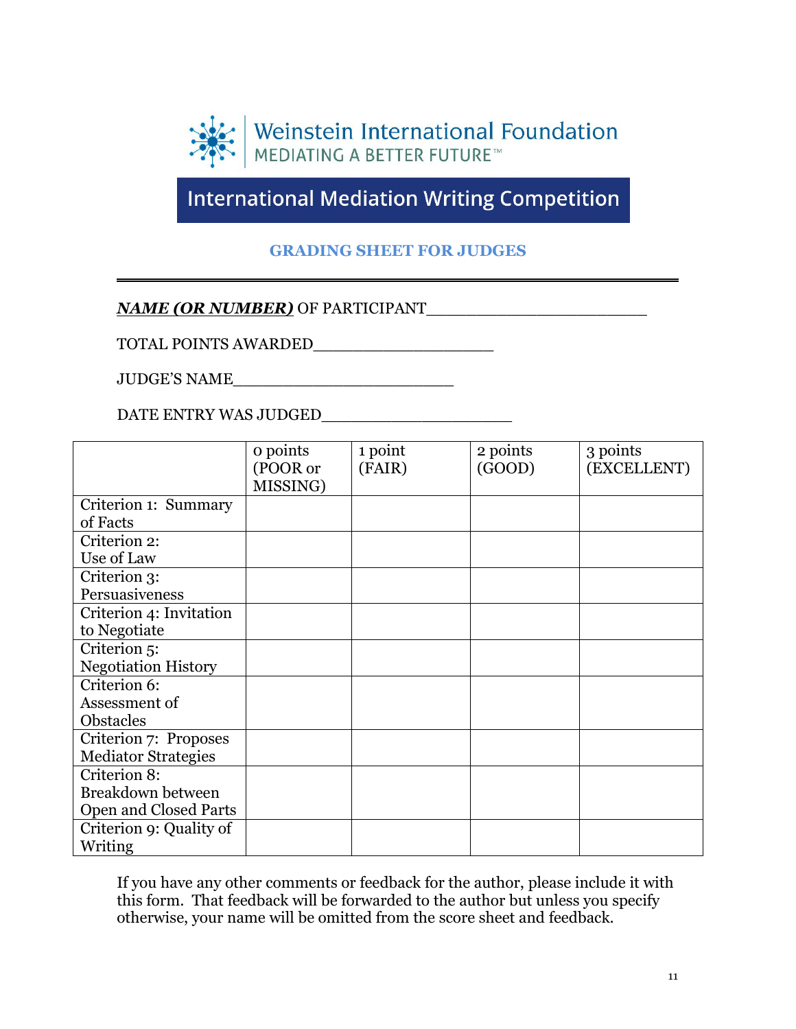Weinstein International Foundation
MEDIATING A BETTER FUTURE™

# International Mediation Writing Competition

## GRADING SHEET FOR JUDGES

***NAME (OR NUMBER)*** OF PARTICIPANT______________________

TOTAL POINTS AWARDED__________________

JUDGE'S NAME______________________

DATE ENTRY WAS JUDGED___________________

| | 0 points (POOR or MISSING) | 1 point (FAIR) | 2 points (GOOD) | 3 points (EXCELLENT) |
|---|---|---|---|---|
| Criterion 1: Summary of Facts | | | | |
| Criterion 2: Use of Law | | | | |
| Criterion 3: Persuasiveness | | | | |
| Criterion 4: Invitation to Negotiate | | | | |
| Criterion 5: Negotiation History | | | | |
| Criterion 6: Assessment of Obstacles | | | | |
| Criterion 7: Proposes Mediator Strategies | | | | |
| Criterion 8: Breakdown between Open and Closed Parts | | | | |
| Criterion 9: Quality of Writing | | | | |

If you have any other comments or feedback for the author, please include it with this form. That feedback will be forwarded to the author but unless you specify otherwise, your name will be omitted from the score sheet and feedback.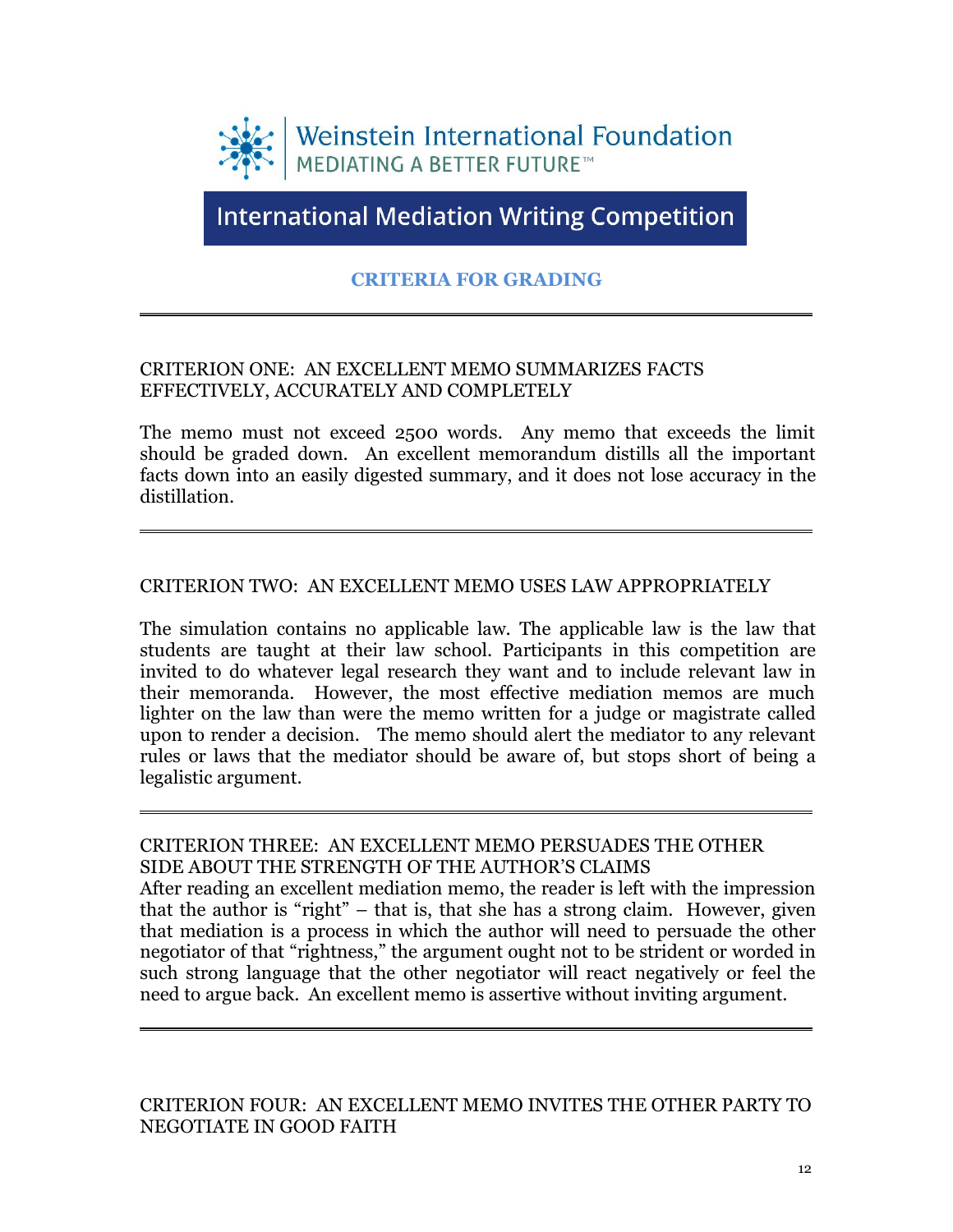Weinstein International Foundation
MEDIATING A BETTER FUTURE™

# International Mediation Writing Competition

## CRITERIA FOR GRADING

---

CRITERION ONE: AN EXCELLENT MEMO SUMMARIZES FACTS EFFECTIVELY, ACCURATELY AND COMPLETELY

The memo must not exceed 2500 words. Any memo that exceeds the limit should be graded down. An excellent memorandum distills all the important facts down into an easily digested summary, and it does not lose accuracy in the distillation.

---

CRITERION TWO: AN EXCELLENT MEMO USES LAW APPROPRIATELY

The simulation contains no applicable law. The applicable law is the law that students are taught at their law school. Participants in this competition are invited to do whatever legal research they want and to include relevant law in their memoranda. However, the most effective mediation memos are much lighter on the law than were the memo written for a judge or magistrate called upon to render a decision. The memo should alert the mediator to any relevant rules or laws that the mediator should be aware of, but stops short of being a legalistic argument.

---

CRITERION THREE: AN EXCELLENT MEMO PERSUADES THE OTHER SIDE ABOUT THE STRENGTH OF THE AUTHOR'S CLAIMS

After reading an excellent mediation memo, the reader is left with the impression that the author is "right" – that is, that she has a strong claim. However, given that mediation is a process in which the author will need to persuade the other negotiator of that "rightness," the argument ought not to be strident or worded in such strong language that the other negotiator will react negatively or feel the need to argue back. An excellent memo is assertive without inviting argument.

---

CRITERION FOUR: AN EXCELLENT MEMO INVITES THE OTHER PARTY TO NEGOTIATE IN GOOD FAITH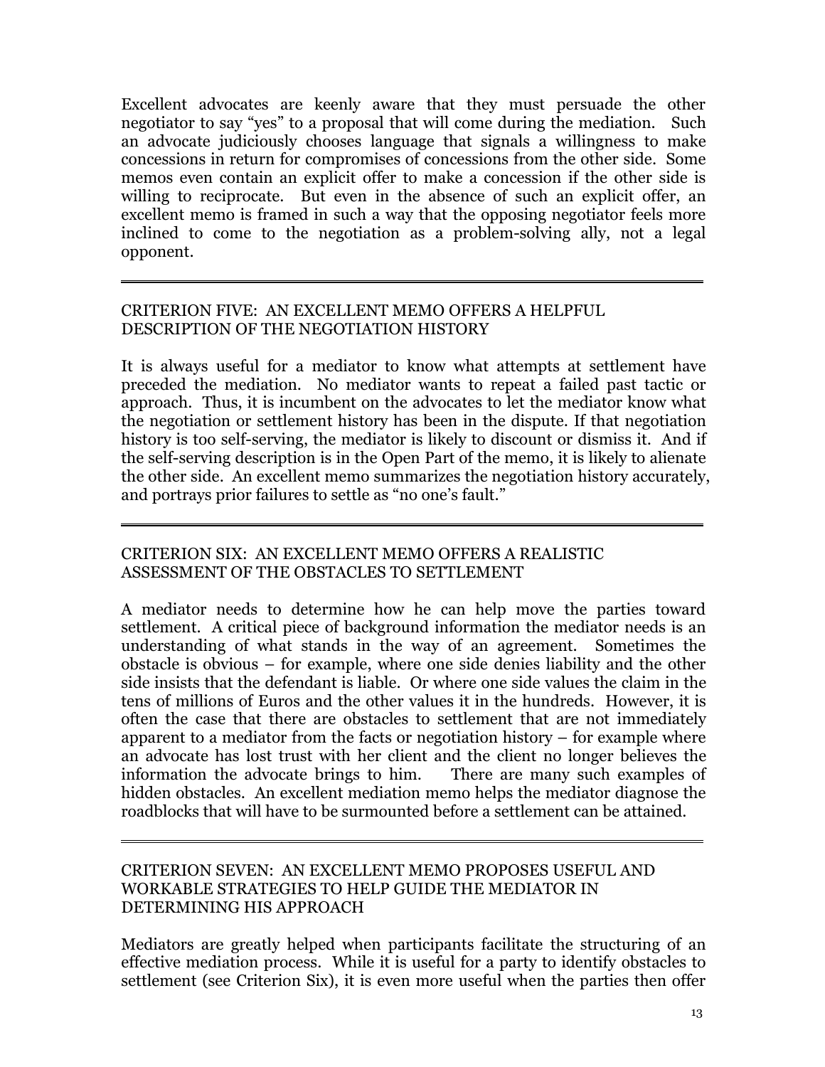Excellent advocates are keenly aware that they must persuade the other negotiator to say "yes" to a proposal that will come during the mediation. Such an advocate judiciously chooses language that signals a willingness to make concessions in return for compromises of concessions from the other side. Some memos even contain an explicit offer to make a concession if the other side is willing to reciprocate. But even in the absence of such an explicit offer, an excellent memo is framed in such a way that the opposing negotiator feels more inclined to come to the negotiation as a problem-solving ally, not a legal opponent.

---

## CRITERION FIVE: AN EXCELLENT MEMO OFFERS A HELPFUL DESCRIPTION OF THE NEGOTIATION HISTORY

It is always useful for a mediator to know what attempts at settlement have preceded the mediation. No mediator wants to repeat a failed past tactic or approach. Thus, it is incumbent on the advocates to let the mediator know what the negotiation or settlement history has been in the dispute. If that negotiation history is too self-serving, the mediator is likely to discount or dismiss it. And if the self-serving description is in the Open Part of the memo, it is likely to alienate the other side. An excellent memo summarizes the negotiation history accurately, and portrays prior failures to settle as "no one's fault."

---

## CRITERION SIX: AN EXCELLENT MEMO OFFERS A REALISTIC ASSESSMENT OF THE OBSTACLES TO SETTLEMENT

A mediator needs to determine how he can help move the parties toward settlement. A critical piece of background information the mediator needs is an understanding of what stands in the way of an agreement. Sometimes the obstacle is obvious – for example, where one side denies liability and the other side insists that the defendant is liable. Or where one side values the claim in the tens of millions of Euros and the other values it in the hundreds. However, it is often the case that there are obstacles to settlement that are not immediately apparent to a mediator from the facts or negotiation history – for example where an advocate has lost trust with her client and the client no longer believes the information the advocate brings to him. There are many such examples of hidden obstacles. An excellent mediation memo helps the mediator diagnose the roadblocks that will have to be surmounted before a settlement can be attained.

---

## CRITERION SEVEN: AN EXCELLENT MEMO PROPOSES USEFUL AND WORKABLE STRATEGIES TO HELP GUIDE THE MEDIATOR IN DETERMINING HIS APPROACH

Mediators are greatly helped when participants facilitate the structuring of an effective mediation process. While it is useful for a party to identify obstacles to settlement (see Criterion Six), it is even more useful when the parties then offer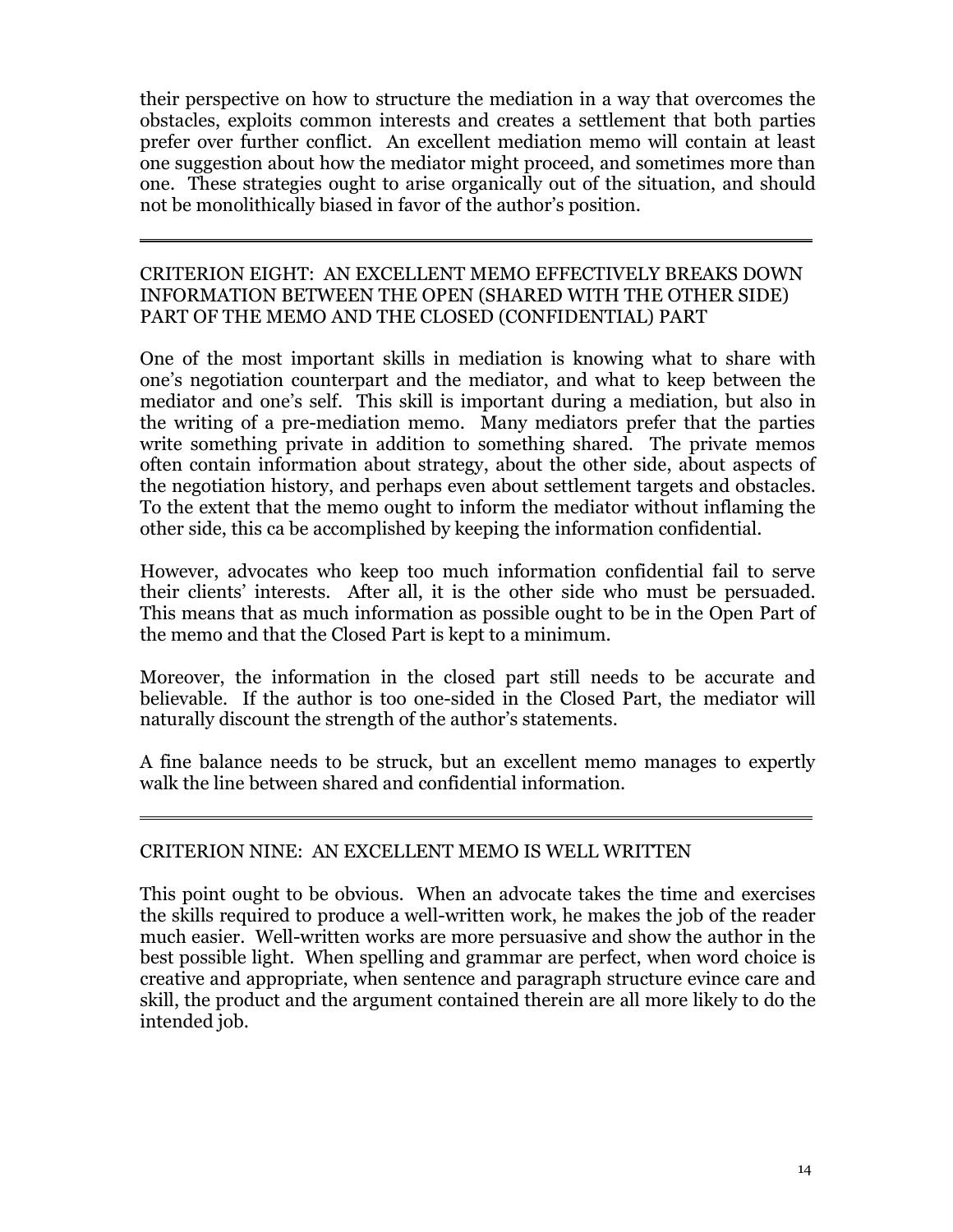their perspective on how to structure the mediation in a way that overcomes the obstacles, exploits common interests and creates a settlement that both parties prefer over further conflict. An excellent mediation memo will contain at least one suggestion about how the mediator might proceed, and sometimes more than one. These strategies ought to arise organically out of the situation, and should not be monolithically biased in favor of the author's position.

---

## CRITERION EIGHT: AN EXCELLENT MEMO EFFECTIVELY BREAKS DOWN INFORMATION BETWEEN THE OPEN (SHARED WITH THE OTHER SIDE) PART OF THE MEMO AND THE CLOSED (CONFIDENTIAL) PART

One of the most important skills in mediation is knowing what to share with one's negotiation counterpart and the mediator, and what to keep between the mediator and one's self. This skill is important during a mediation, but also in the writing of a pre-mediation memo. Many mediators prefer that the parties write something private in addition to something shared. The private memos often contain information about strategy, about the other side, about aspects of the negotiation history, and perhaps even about settlement targets and obstacles. To the extent that the memo ought to inform the mediator without inflaming the other side, this ca be accomplished by keeping the information confidential.

However, advocates who keep too much information confidential fail to serve their clients' interests. After all, it is the other side who must be persuaded. This means that as much information as possible ought to be in the Open Part of the memo and that the Closed Part is kept to a minimum.

Moreover, the information in the closed part still needs to be accurate and believable. If the author is too one-sided in the Closed Part, the mediator will naturally discount the strength of the author's statements.

A fine balance needs to be struck, but an excellent memo manages to expertly walk the line between shared and confidential information.

---

## CRITERION NINE: AN EXCELLENT MEMO IS WELL WRITTEN

This point ought to be obvious. When an advocate takes the time and exercises the skills required to produce a well-written work, he makes the job of the reader much easier. Well-written works are more persuasive and show the author in the best possible light. When spelling and grammar are perfect, when word choice is creative and appropriate, when sentence and paragraph structure evince care and skill, the product and the argument contained therein are all more likely to do the intended job.